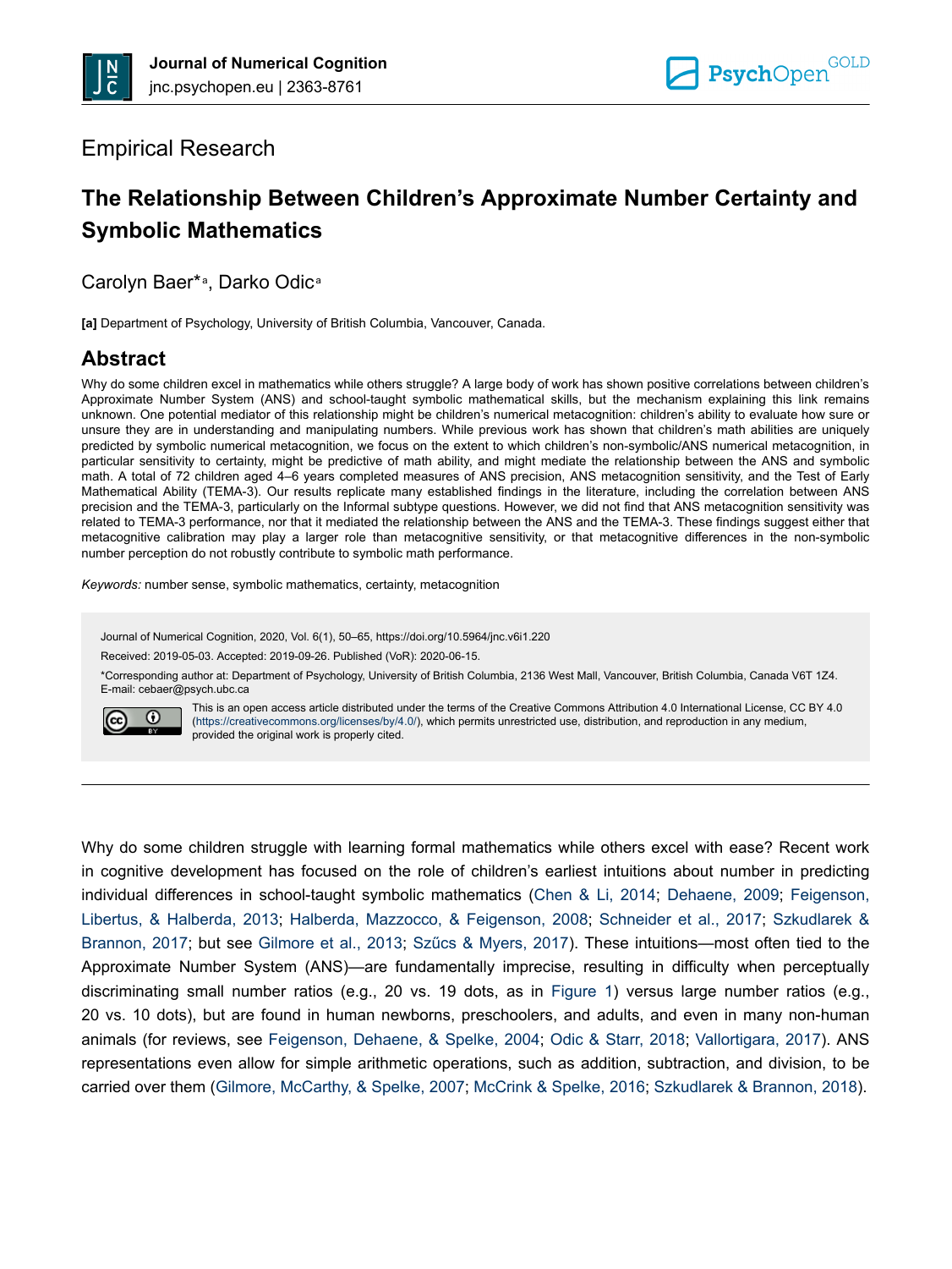Empirical Research

# The Relationship Between Children's Approximate Number Certainty and Symbolic Mathematics

Carolyn Baer*[a], Darko Odic[a]

**[a]** Department of Psychology, University of British Columbia, Vancouver, Canada.

## Abstract

Why do some children excel in mathematics while others struggle? A large body of work has shown positive correlations between children's Approximate Number System (ANS) and school-taught symbolic mathematical skills, but the mechanism explaining this link remains unknown. One potential mediator of this relationship might be children's numerical metacognition: children's ability to evaluate how sure or unsure they are in understanding and manipulating numbers. While previous work has shown that children's math abilities are uniquely predicted by symbolic numerical metacognition, we focus on the extent to which children's non-symbolic/ANS numerical metacognition, in particular sensitivity to certainty, might be predictive of math ability, and might mediate the relationship between the ANS and symbolic math. A total of 72 children aged 4–6 years completed measures of ANS precision, ANS metacognition sensitivity, and the Test of Early Mathematical Ability (TEMA-3). Our results replicate many established findings in the literature, including the correlation between ANS precision and the TEMA-3, particularly on the Informal subtype questions. However, we did not find that ANS metacognition sensitivity was related to TEMA-3 performance, nor that it mediated the relationship between the ANS and the TEMA-3. These findings suggest either that metacognitive calibration may play a larger role than metacognitive sensitivity, or that metacognitive differences in the non-symbolic number perception do not robustly contribute to symbolic math performance.

*Keywords:* number sense, symbolic mathematics, certainty, metacognition

Journal of Numerical Cognition, 2020, Vol. 6(1), 50–65, https://doi.org/10.5964/jnc.v6i1.220

Received: 2019-05-03. Accepted: 2019-09-26. Published (VoR): 2020-06-15.

*Corresponding author at: Department of Psychology, University of British Columbia, 2136 West Mall, Vancouver, British Columbia, Canada V6T 1Z4. E-mail: cebaer@psych.ubc.ca

This is an open access article distributed under the terms of the Creative Commons Attribution 4.0 International License, CC BY 4.0 (https://creativecommons.org/licenses/by/4.0/), which permits unrestricted use, distribution, and reproduction in any medium, provided the original work is properly cited.

---

Why do some children struggle with learning formal mathematics while others excel with ease? Recent work in cognitive development has focused on the role of children's earliest intuitions about number in predicting individual differences in school-taught symbolic mathematics (Chen & Li, 2014; Dehaene, 2009; Feigenson, Libertus, & Halberda, 2013; Halberda, Mazzocco, & Feigenson, 2008; Schneider et al., 2017; Szkudlarek & Brannon, 2017; but see Gilmore et al., 2013; Szűcs & Myers, 2017). These intuitions—most often tied to the Approximate Number System (ANS)—are fundamentally imprecise, resulting in difficulty when perceptually discriminating small number ratios (e.g., 20 vs. 19 dots, as in Figure 1) versus large number ratios (e.g., 20 vs. 10 dots), but are found in human newborns, preschoolers, and adults, and even in many non-human animals (for reviews, see Feigenson, Dehaene, & Spelke, 2004; Odic & Starr, 2018; Vallortigara, 2017). ANS representations even allow for simple arithmetic operations, such as addition, subtraction, and division, to be carried over them (Gilmore, McCarthy, & Spelke, 2007; McCrink & Spelke, 2016; Szkudlarek & Brannon, 2018).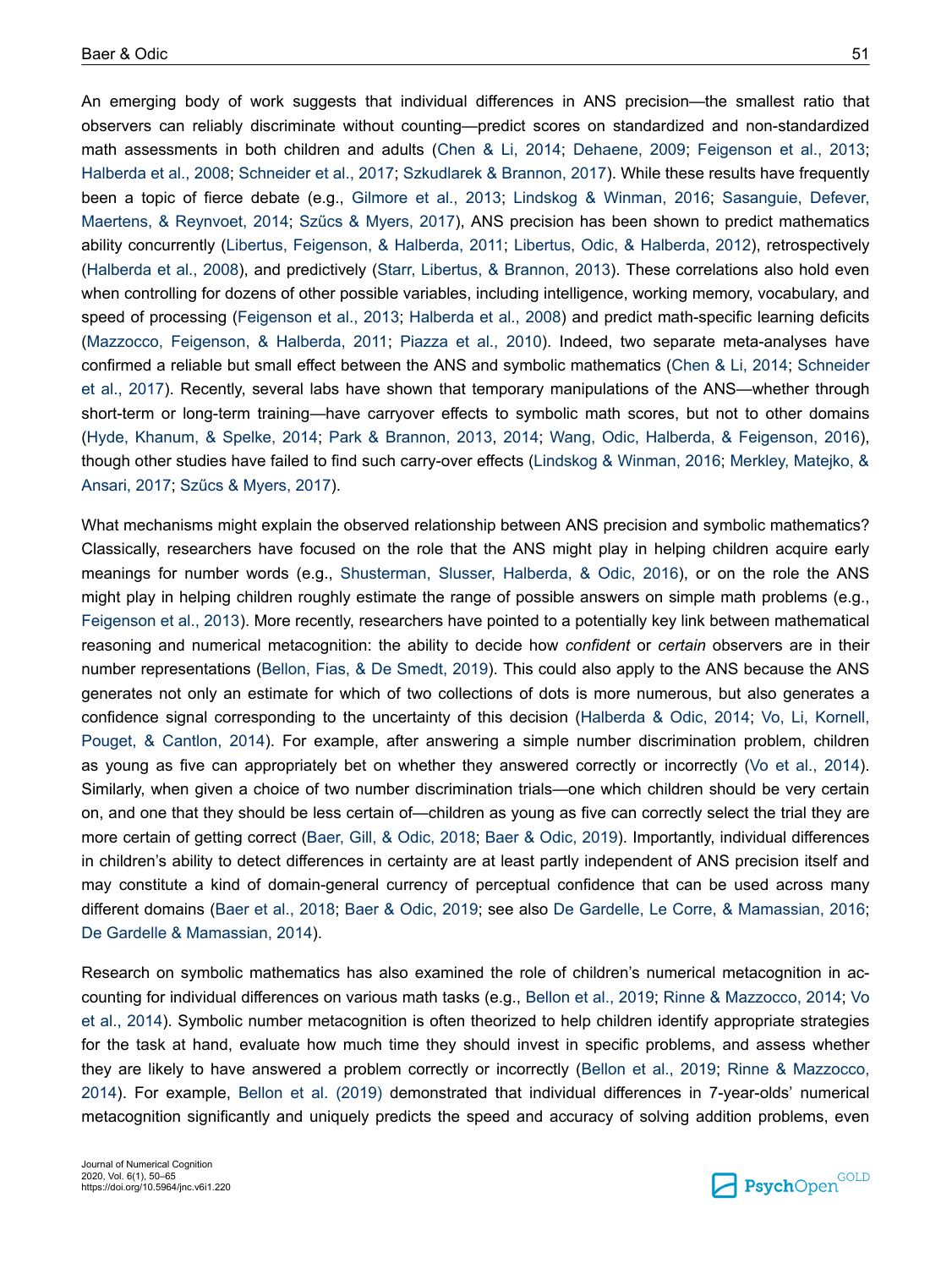An emerging body of work suggests that individual differences in ANS precision—the smallest ratio that observers can reliably discriminate without counting—predict scores on standardized and non-standardized math assessments in both children and adults (Chen & Li, 2014; Dehaene, 2009; Feigenson et al., 2013; Halberda et al., 2008; Schneider et al., 2017; Szkudlarek & Brannon, 2017). While these results have frequently been a topic of fierce debate (e.g., Gilmore et al., 2013; Lindskog & Winman, 2016; Sasanguie, Defever, Maertens, & Reynvoet, 2014; Szűcs & Myers, 2017), ANS precision has been shown to predict mathematics ability concurrently (Libertus, Feigenson, & Halberda, 2011; Libertus, Odic, & Halberda, 2012), retrospectively (Halberda et al., 2008), and predictively (Starr, Libertus, & Brannon, 2013). These correlations also hold even when controlling for dozens of other possible variables, including intelligence, working memory, vocabulary, and speed of processing (Feigenson et al., 2013; Halberda et al., 2008) and predict math-specific learning deficits (Mazzocco, Feigenson, & Halberda, 2011; Piazza et al., 2010). Indeed, two separate meta-analyses have confirmed a reliable but small effect between the ANS and symbolic mathematics (Chen & Li, 2014; Schneider et al., 2017). Recently, several labs have shown that temporary manipulations of the ANS—whether through short-term or long-term training—have carryover effects to symbolic math scores, but not to other domains (Hyde, Khanum, & Spelke, 2014; Park & Brannon, 2013, 2014; Wang, Odic, Halberda, & Feigenson, 2016), though other studies have failed to find such carry-over effects (Lindskog & Winman, 2016; Merkley, Matejko, & Ansari, 2017; Szűcs & Myers, 2017).

What mechanisms might explain the observed relationship between ANS precision and symbolic mathematics? Classically, researchers have focused on the role that the ANS might play in helping children acquire early meanings for number words (e.g., Shusterman, Slusser, Halberda, & Odic, 2016), or on the role the ANS might play in helping children roughly estimate the range of possible answers on simple math problems (e.g., Feigenson et al., 2013). More recently, researchers have pointed to a potentially key link between mathematical reasoning and numerical metacognition: the ability to decide how *confident* or *certain* observers are in their number representations (Bellon, Fias, & De Smedt, 2019). This could also apply to the ANS because the ANS generates not only an estimate for which of two collections of dots is more numerous, but also generates a confidence signal corresponding to the uncertainty of this decision (Halberda & Odic, 2014; Vo, Li, Kornell, Pouget, & Cantlon, 2014). For example, after answering a simple number discrimination problem, children as young as five can appropriately bet on whether they answered correctly or incorrectly (Vo et al., 2014). Similarly, when given a choice of two number discrimination trials—one which children should be very certain on, and one that they should be less certain of—children as young as five can correctly select the trial they are more certain of getting correct (Baer, Gill, & Odic, 2018; Baer & Odic, 2019). Importantly, individual differences in children's ability to detect differences in certainty are at least partly independent of ANS precision itself and may constitute a kind of domain-general currency of perceptual confidence that can be used across many different domains (Baer et al., 2018; Baer & Odic, 2019; see also De Gardelle, Le Corre, & Mamassian, 2016; De Gardelle & Mamassian, 2014).

Research on symbolic mathematics has also examined the role of children's numerical metacognition in accounting for individual differences on various math tasks (e.g., Bellon et al., 2019; Rinne & Mazzocco, 2014; Vo et al., 2014). Symbolic number metacognition is often theorized to help children identify appropriate strategies for the task at hand, evaluate how much time they should invest in specific problems, and assess whether they are likely to have answered a problem correctly or incorrectly (Bellon et al., 2019; Rinne & Mazzocco, 2014). For example, Bellon et al. (2019) demonstrated that individual differences in 7-year-olds' numerical metacognition significantly and uniquely predicts the speed and accuracy of solving addition problems, even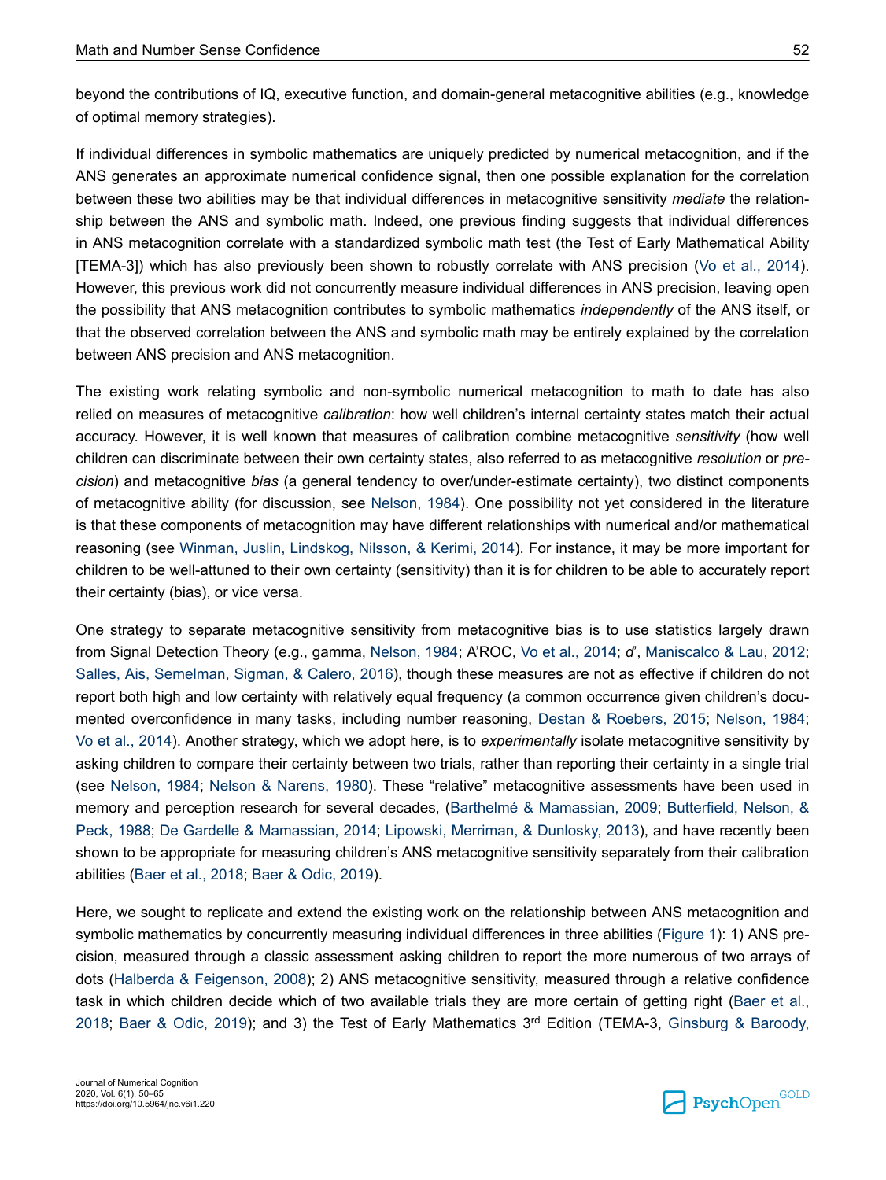beyond the contributions of IQ, executive function, and domain-general metacognitive abilities (e.g., knowledge of optimal memory strategies).

If individual differences in symbolic mathematics are uniquely predicted by numerical metacognition, and if the ANS generates an approximate numerical confidence signal, then one possible explanation for the correlation between these two abilities may be that individual differences in metacognitive sensitivity *mediate* the relationship between the ANS and symbolic math. Indeed, one previous finding suggests that individual differences in ANS metacognition correlate with a standardized symbolic math test (the Test of Early Mathematical Ability [TEMA-3]) which has also previously been shown to robustly correlate with ANS precision (Vo et al., 2014). However, this previous work did not concurrently measure individual differences in ANS precision, leaving open the possibility that ANS metacognition contributes to symbolic mathematics *independently* of the ANS itself, or that the observed correlation between the ANS and symbolic math may be entirely explained by the correlation between ANS precision and ANS metacognition.

The existing work relating symbolic and non-symbolic numerical metacognition to math to date has also relied on measures of metacognitive *calibration*: how well children's internal certainty states match their actual accuracy. However, it is well known that measures of calibration combine metacognitive *sensitivity* (how well children can discriminate between their own certainty states, also referred to as metacognitive *resolution* or *precision*) and metacognitive *bias* (a general tendency to over/under-estimate certainty), two distinct components of metacognitive ability (for discussion, see Nelson, 1984). One possibility not yet considered in the literature is that these components of metacognition may have different relationships with numerical and/or mathematical reasoning (see Winman, Juslin, Lindskog, Nilsson, & Kerimi, 2014). For instance, it may be more important for children to be well-attuned to their own certainty (sensitivity) than it is for children to be able to accurately report their certainty (bias), or vice versa.

One strategy to separate metacognitive sensitivity from metacognitive bias is to use statistics largely drawn from Signal Detection Theory (e.g., gamma, Nelson, 1984; A'ROC, Vo et al., 2014; *d'*, Maniscalco & Lau, 2012; Salles, Ais, Semelman, Sigman, & Calero, 2016), though these measures are not as effective if children do not report both high and low certainty with relatively equal frequency (a common occurrence given children's documented overconfidence in many tasks, including number reasoning, Destan & Roebers, 2015; Nelson, 1984; Vo et al., 2014). Another strategy, which we adopt here, is to *experimentally* isolate metacognitive sensitivity by asking children to compare their certainty between two trials, rather than reporting their certainty in a single trial (see Nelson, 1984; Nelson & Narens, 1980). These "relative" metacognitive assessments have been used in memory and perception research for several decades, (Barthelmé & Mamassian, 2009; Butterfield, Nelson, & Peck, 1988; De Gardelle & Mamassian, 2014; Lipowski, Merriman, & Dunlosky, 2013), and have recently been shown to be appropriate for measuring children's ANS metacognitive sensitivity separately from their calibration abilities (Baer et al., 2018; Baer & Odic, 2019).

Here, we sought to replicate and extend the existing work on the relationship between ANS metacognition and symbolic mathematics by concurrently measuring individual differences in three abilities (Figure 1): 1) ANS precision, measured through a classic assessment asking children to report the more numerous of two arrays of dots (Halberda & Feigenson, 2008); 2) ANS metacognitive sensitivity, measured through a relative confidence task in which children decide which of two available trials they are more certain of getting right (Baer et al., 2018; Baer & Odic, 2019); and 3) the Test of Early Mathematics 3rd Edition (TEMA-3, Ginsburg & Baroody,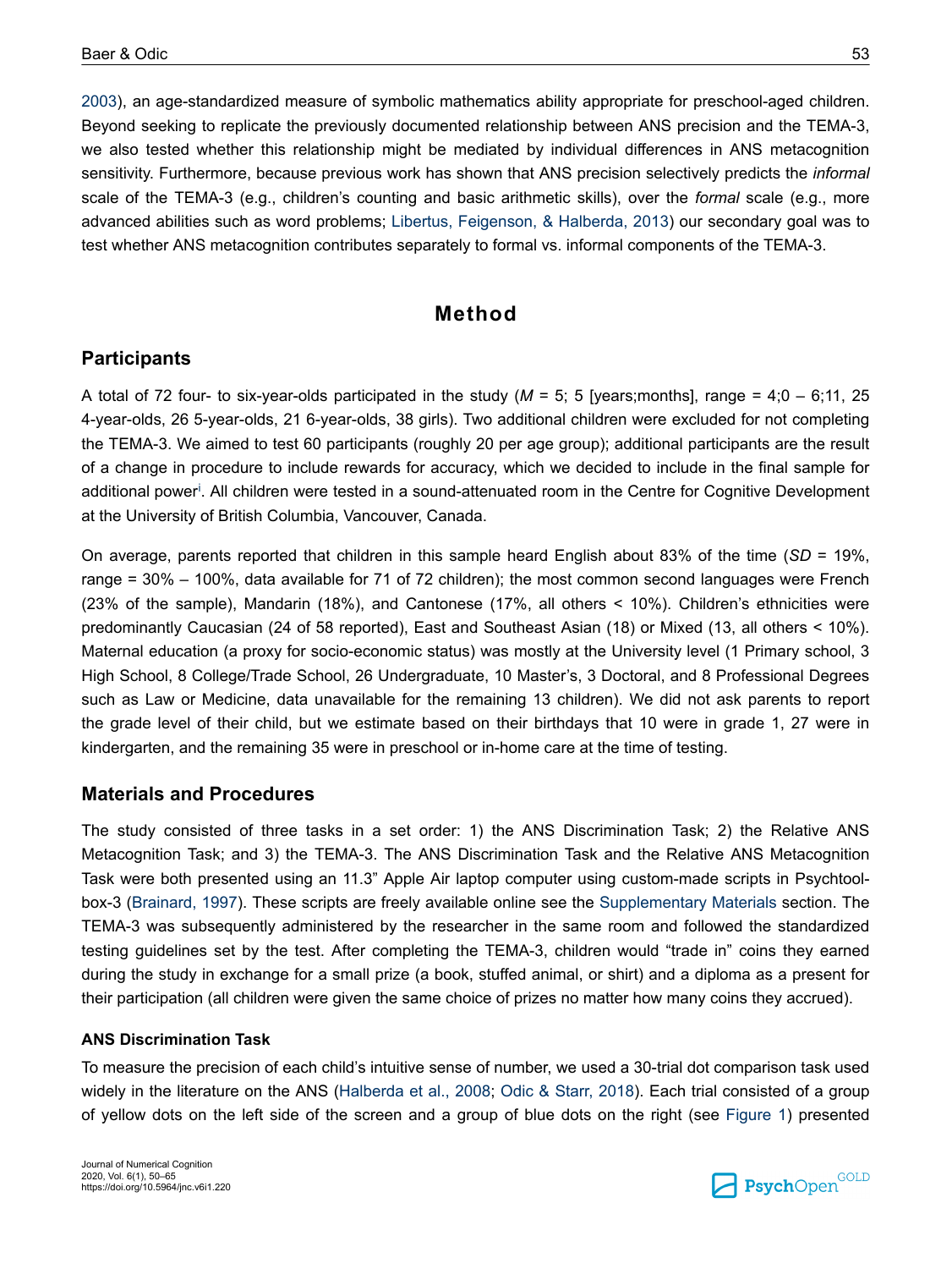2003), an age-standardized measure of symbolic mathematics ability appropriate for preschool-aged children. Beyond seeking to replicate the previously documented relationship between ANS precision and the TEMA-3, we also tested whether this relationship might be mediated by individual differences in ANS metacognition sensitivity. Furthermore, because previous work has shown that ANS precision selectively predicts the *informal* scale of the TEMA-3 (e.g., children's counting and basic arithmetic skills), over the *formal* scale (e.g., more advanced abilities such as word problems; Libertus, Feigenson, & Halberda, 2013) our secondary goal was to test whether ANS metacognition contributes separately to formal vs. informal components of the TEMA-3.

# Method

## Participants

A total of 72 four- to six-year-olds participated in the study (*M* = 5; 5 [years;months], range = 4;0 – 6;11, 25 4-year-olds, 26 5-year-olds, 21 6-year-olds, 38 girls). Two additional children were excluded for not completing the TEMA-3. We aimed to test 60 participants (roughly 20 per age group); additional participants are the result of a change in procedure to include rewards for accuracy, which we decided to include in the final sample for additional power[i]. All children were tested in a sound-attenuated room in the Centre for Cognitive Development at the University of British Columbia, Vancouver, Canada.

On average, parents reported that children in this sample heard English about 83% of the time (*SD* = 19%, range = 30% – 100%, data available for 71 of 72 children); the most common second languages were French (23% of the sample), Mandarin (18%), and Cantonese (17%, all others < 10%). Children's ethnicities were predominantly Caucasian (24 of 58 reported), East and Southeast Asian (18) or Mixed (13, all others < 10%). Maternal education (a proxy for socio-economic status) was mostly at the University level (1 Primary school, 3 High School, 8 College/Trade School, 26 Undergraduate, 10 Master's, 3 Doctoral, and 8 Professional Degrees such as Law or Medicine, data unavailable for the remaining 13 children). We did not ask parents to report the grade level of their child, but we estimate based on their birthdays that 10 were in grade 1, 27 were in kindergarten, and the remaining 35 were in preschool or in-home care at the time of testing.

## Materials and Procedures

The study consisted of three tasks in a set order: 1) the ANS Discrimination Task; 2) the Relative ANS Metacognition Task; and 3) the TEMA-3. The ANS Discrimination Task and the Relative ANS Metacognition Task were both presented using an 11.3" Apple Air laptop computer using custom-made scripts in Psychtoolbox-3 (Brainard, 1997). These scripts are freely available online see the Supplementary Materials section. The TEMA-3 was subsequently administered by the researcher in the same room and followed the standardized testing guidelines set by the test. After completing the TEMA-3, children would "trade in" coins they earned during the study in exchange for a small prize (a book, stuffed animal, or shirt) and a diploma as a present for their participation (all children were given the same choice of prizes no matter how many coins they accrued).

### ANS Discrimination Task

To measure the precision of each child's intuitive sense of number, we used a 30-trial dot comparison task used widely in the literature on the ANS (Halberda et al., 2008; Odic & Starr, 2018). Each trial consisted of a group of yellow dots on the left side of the screen and a group of blue dots on the right (see Figure 1) presented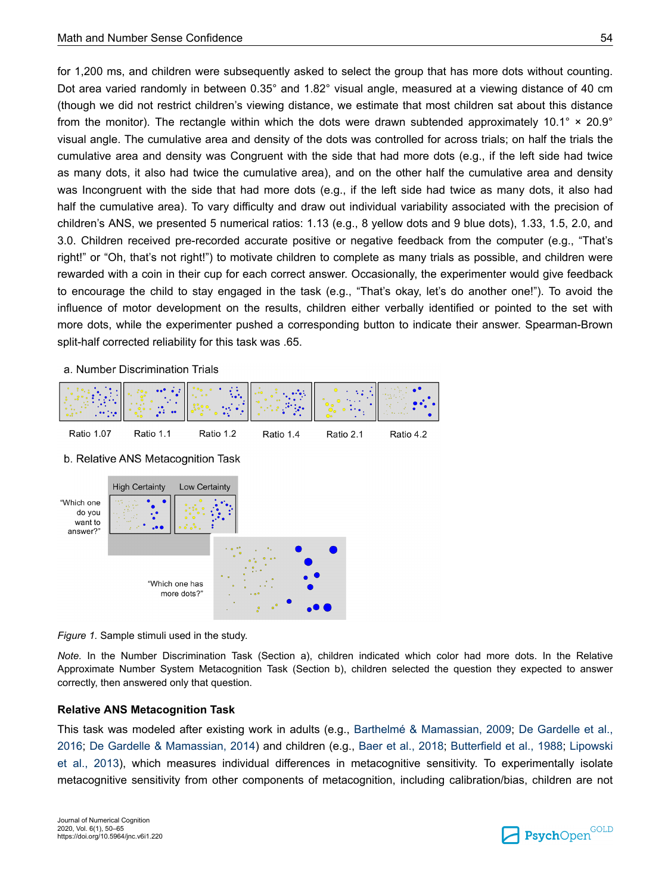for 1,200 ms, and children were subsequently asked to select the group that has more dots without counting. Dot area varied randomly in between 0.35° and 1.82° visual angle, measured at a viewing distance of 40 cm (though we did not restrict children's viewing distance, we estimate that most children sat about this distance from the monitor). The rectangle within which the dots were drawn subtended approximately 10.1° × 20.9° visual angle. The cumulative area and density of the dots was controlled for across trials; on half the trials the cumulative area and density was Congruent with the side that had more dots (e.g., if the left side had twice as many dots, it also had twice the cumulative area), and on the other half the cumulative area and density was Incongruent with the side that had more dots (e.g., if the left side had twice as many dots, it also had half the cumulative area). To vary difficulty and draw out individual variability associated with the precision of children's ANS, we presented 5 numerical ratios: 1.13 (e.g., 8 yellow dots and 9 blue dots), 1.33, 1.5, 2.0, and 3.0. Children received pre-recorded accurate positive or negative feedback from the computer (e.g., "That's right!" or "Oh, that's not right!") to motivate children to complete as many trials as possible, and children were rewarded with a coin in their cup for each correct answer. Occasionally, the experimenter would give feedback to encourage the child to stay engaged in the task (e.g., "That's okay, let's do another one!"). To avoid the influence of motor development on the results, children either verbally identified or pointed to the set with more dots, while the experimenter pushed a corresponding button to indicate their answer. Spearman-Brown split-half corrected reliability for this task was .65.

a. Number Discrimination Trials

Ratio 1.07 | Ratio 1.1 | Ratio 1.2 | Ratio 1.4 | Ratio 2.1 | Ratio 4.2

b. Relative ANS Metacognition Task

High Certainty | Low Certainty

"Which one do you want to answer?"

"Which one has more dots?"

*Figure 1.* Sample stimuli used in the study.

*Note.* In the Number Discrimination Task (Section a), children indicated which color had more dots. In the Relative Approximate Number System Metacognition Task (Section b), children selected the question they expected to answer correctly, then answered only that question.

### Relative ANS Metacognition Task

This task was modeled after existing work in adults (e.g., Barthelmé & Mamassian, 2009; De Gardelle et al., 2016; De Gardelle & Mamassian, 2014) and children (e.g., Baer et al., 2018; Butterfield et al., 1988; Lipowski et al., 2013), which measures individual differences in metacognitive sensitivity. To experimentally isolate metacognitive sensitivity from other components of metacognition, including calibration/bias, children are not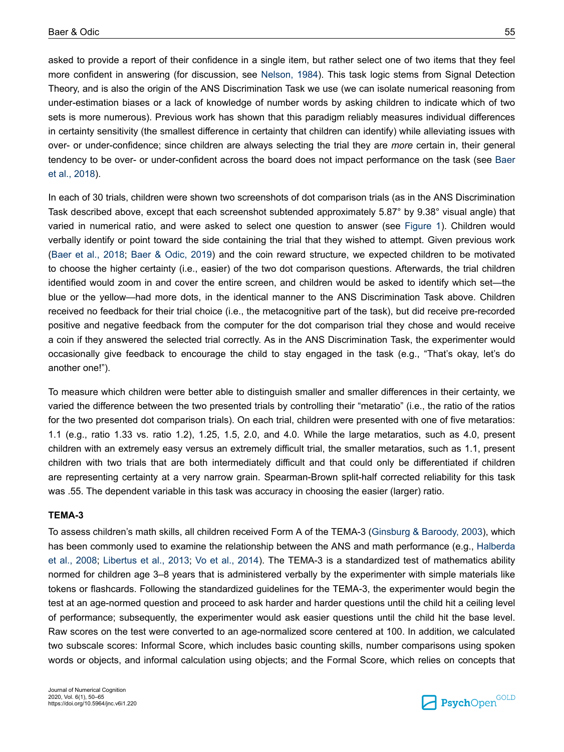asked to provide a report of their confidence in a single item, but rather select one of two items that they feel more confident in answering (for discussion, see Nelson, 1984). This task logic stems from Signal Detection Theory, and is also the origin of the ANS Discrimination Task we use (we can isolate numerical reasoning from under-estimation biases or a lack of knowledge of number words by asking children to indicate which of two sets is more numerous). Previous work has shown that this paradigm reliably measures individual differences in certainty sensitivity (the smallest difference in certainty that children can identify) while alleviating issues with over- or under-confidence; since children are always selecting the trial they are *more* certain in, their general tendency to be over- or under-confident across the board does not impact performance on the task (see Baer et al., 2018).

In each of 30 trials, children were shown two screenshots of dot comparison trials (as in the ANS Discrimination Task described above, except that each screenshot subtended approximately 5.87° by 9.38° visual angle) that varied in numerical ratio, and were asked to select one question to answer (see Figure 1). Children would verbally identify or point toward the side containing the trial that they wished to attempt. Given previous work (Baer et al., 2018; Baer & Odic, 2019) and the coin reward structure, we expected children to be motivated to choose the higher certainty (i.e., easier) of the two dot comparison questions. Afterwards, the trial children identified would zoom in and cover the entire screen, and children would be asked to identify which set—the blue or the yellow—had more dots, in the identical manner to the ANS Discrimination Task above. Children received no feedback for their trial choice (i.e., the metacognitive part of the task), but did receive pre-recorded positive and negative feedback from the computer for the dot comparison trial they chose and would receive a coin if they answered the selected trial correctly. As in the ANS Discrimination Task, the experimenter would occasionally give feedback to encourage the child to stay engaged in the task (e.g., "That's okay, let's do another one!").

To measure which children were better able to distinguish smaller and smaller differences in their certainty, we varied the difference between the two presented trials by controlling their "metaratio" (i.e., the ratio of the ratios for the two presented dot comparison trials). On each trial, children were presented with one of five metaratios: 1.1 (e.g., ratio 1.33 vs. ratio 1.2), 1.25, 1.5, 2.0, and 4.0. While the large metaratios, such as 4.0, present children with an extremely easy versus an extremely difficult trial, the smaller metaratios, such as 1.1, present children with two trials that are both intermediately difficult and that could only be differentiated if children are representing certainty at a very narrow grain. Spearman-Brown split-half corrected reliability for this task was .55. The dependent variable in this task was accuracy in choosing the easier (larger) ratio.

### TEMA-3

To assess children's math skills, all children received Form A of the TEMA-3 (Ginsburg & Baroody, 2003), which has been commonly used to examine the relationship between the ANS and math performance (e.g., Halberda et al., 2008; Libertus et al., 2013; Vo et al., 2014). The TEMA-3 is a standardized test of mathematics ability normed for children age 3–8 years that is administered verbally by the experimenter with simple materials like tokens or flashcards. Following the standardized guidelines for the TEMA-3, the experimenter would begin the test at an age-normed question and proceed to ask harder and harder questions until the child hit a ceiling level of performance; subsequently, the experimenter would ask easier questions until the child hit the base level. Raw scores on the test were converted to an age-normalized score centered at 100. In addition, we calculated two subscale scores: Informal Score, which includes basic counting skills, number comparisons using spoken words or objects, and informal calculation using objects; and the Formal Score, which relies on concepts that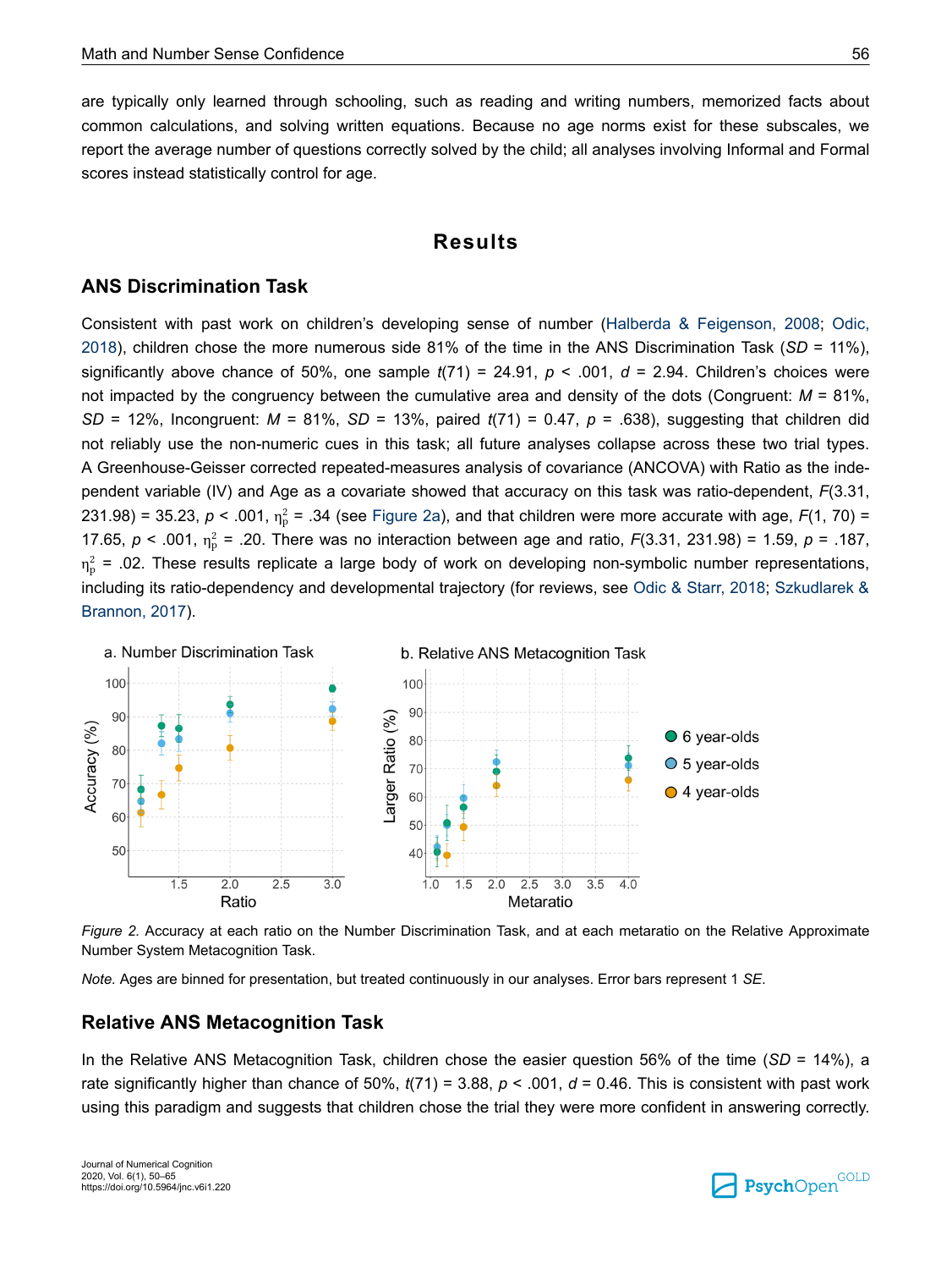are typically only learned through schooling, such as reading and writing numbers, memorized facts about common calculations, and solving written equations. Because no age norms exist for these subscales, we report the average number of questions correctly solved by the child; all analyses involving Informal and Formal scores instead statistically control for age.

# Results

## ANS Discrimination Task

Consistent with past work on children's developing sense of number (Halberda & Feigenson, 2008; Odic, 2018), children chose the more numerous side 81% of the time in the ANS Discrimination Task (*SD* = 11%), significantly above chance of 50%, one sample $t(71) = 24.91$, $p < .001$, $d = 2.94$. Children's choices were not impacted by the congruency between the cumulative area and density of the dots (Congruent: $M = 81\%$, $SD = 12\%$, Incongruent: $M = 81\%$, $SD = 13\%$, paired $t(71) = 0.47$, $p = .638$), suggesting that children did not reliably use the non-numeric cues in this task; all future analyses collapse across these two trial types. A Greenhouse-Geisser corrected repeated-measures analysis of covariance (ANCOVA) with Ratio as the independent variable (IV) and Age as a covariate showed that accuracy on this task was ratio-dependent, $F(3.31, 231.98) = 35.23$, $p < .001$, $\eta_p^2 = .34$ (see Figure 2a), and that children were more accurate with age, $F(1, 70) = 17.65$, $p < .001$, $\eta_p^2 = .20$. There was no interaction between age and ratio, $F(3.31, 231.98) = 1.59$, $p = .187$, $\eta_p^2 = .02$. These results replicate a large body of work on developing non-symbolic number representations, including its ratio-dependency and developmental trajectory (for reviews, see Odic & Starr, 2018; Szkudlarek & Brannon, 2017).

*Figure 2.* Accuracy at each ratio on the Number Discrimination Task, and at each metaratio on the Relative Approximate Number System Metacognition Task.

*Note.* Ages are binned for presentation, but treated continuously in our analyses. Error bars represent 1 *SE*.

## Relative ANS Metacognition Task

In the Relative ANS Metacognition Task, children chose the easier question 56% of the time (*SD* = 14%), a rate significantly higher than chance of 50%, $t(71) = 3.88$, $p < .001$, $d = 0.46$. This is consistent with past work using this paradigm and suggests that children chose the trial they were more confident in answering correctly.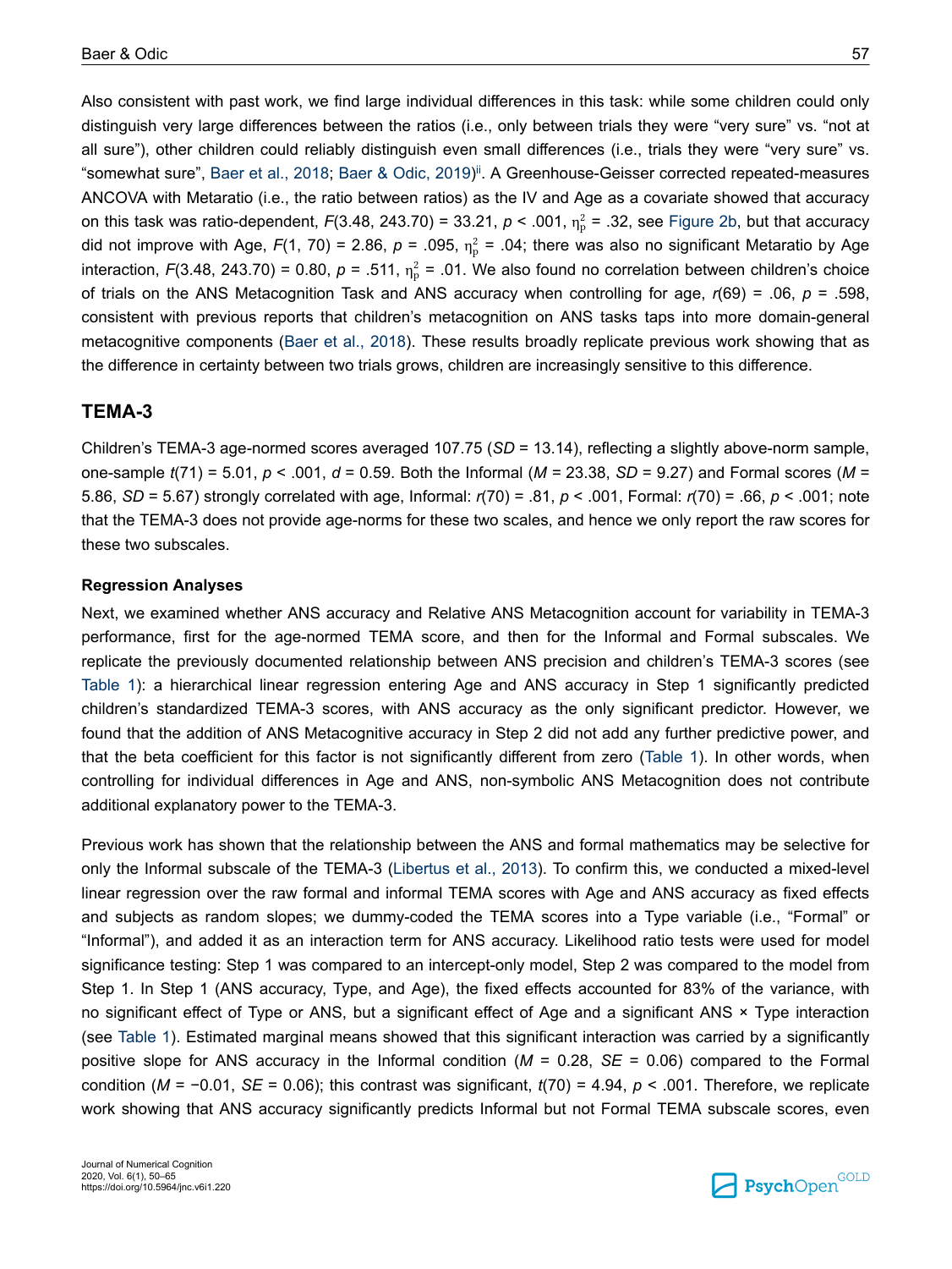Also consistent with past work, we find large individual differences in this task: while some children could only distinguish very large differences between the ratios (i.e., only between trials they were "very sure" vs. "not at all sure"), other children could reliably distinguish even small differences (i.e., trials they were "very sure" vs. "somewhat sure", Baer et al., 2018; Baer & Odic, 2019)[ii]. A Greenhouse-Geisser corrected repeated-measures ANCOVA with Metaratio (i.e., the ratio between ratios) as the IV and Age as a covariate showed that accuracy on this task was ratio-dependent, $F(3.48, 243.70) = 33.21$, $p < .001$, $\eta_p^2 = .32$, see Figure 2b, but that accuracy did not improve with Age, $F(1, 70) = 2.86$, $p = .095$, $\eta_p^2 = .04$; there was also no significant Metaratio by Age interaction, $F(3.48, 243.70) = 0.80$, $p = .511$, $\eta_p^2 = .01$. We also found no correlation between children's choice of trials on the ANS Metacognition Task and ANS accuracy when controlling for age, $r(69) = .06$, $p = .598$, consistent with previous reports that children's metacognition on ANS tasks taps into more domain-general metacognitive components (Baer et al., 2018). These results broadly replicate previous work showing that as the difference in certainty between two trials grows, children are increasingly sensitive to this difference.

## TEMA-3

Children's TEMA-3 age-normed scores averaged 107.75 ($SD$ = 13.14), reflecting a slightly above-norm sample, one-sample $t(71) = 5.01$, $p < .001$, $d = 0.59$. Both the Informal ($M$ = 23.38, $SD$ = 9.27) and Formal scores ($M$ = 5.86, $SD$ = 5.67) strongly correlated with age, Informal: $r(70) = .81$, $p < .001$, Formal: $r(70) = .66$, $p < .001$; note that the TEMA-3 does not provide age-norms for these two scales, and hence we only report the raw scores for these two subscales.

### Regression Analyses

Next, we examined whether ANS accuracy and Relative ANS Metacognition account for variability in TEMA-3 performance, first for the age-normed TEMA score, and then for the Informal and Formal subscales. We replicate the previously documented relationship between ANS precision and children's TEMA-3 scores (see Table 1): a hierarchical linear regression entering Age and ANS accuracy in Step 1 significantly predicted children's standardized TEMA-3 scores, with ANS accuracy as the only significant predictor. However, we found that the addition of ANS Metacognitive accuracy in Step 2 did not add any further predictive power, and that the beta coefficient for this factor is not significantly different from zero (Table 1). In other words, when controlling for individual differences in Age and ANS, non-symbolic ANS Metacognition does not contribute additional explanatory power to the TEMA-3.

Previous work has shown that the relationship between the ANS and formal mathematics may be selective for only the Informal subscale of the TEMA-3 (Libertus et al., 2013). To confirm this, we conducted a mixed-level linear regression over the raw formal and informal TEMA scores with Age and ANS accuracy as fixed effects and subjects as random slopes; we dummy-coded the TEMA scores into a Type variable (i.e., "Formal" or "Informal"), and added it as an interaction term for ANS accuracy. Likelihood ratio tests were used for model significance testing: Step 1 was compared to an intercept-only model, Step 2 was compared to the model from Step 1. In Step 1 (ANS accuracy, Type, and Age), the fixed effects accounted for 83% of the variance, with no significant effect of Type or ANS, but a significant effect of Age and a significant ANS × Type interaction (see Table 1). Estimated marginal means showed that this significant interaction was carried by a significantly positive slope for ANS accuracy in the Informal condition ($M$ = 0.28, $SE$ = 0.06) compared to the Formal condition ($M$ = −0.01, $SE$ = 0.06); this contrast was significant, $t(70) = 4.94$, $p < .001$. Therefore, we replicate work showing that ANS accuracy significantly predicts Informal but not Formal TEMA subscale scores, even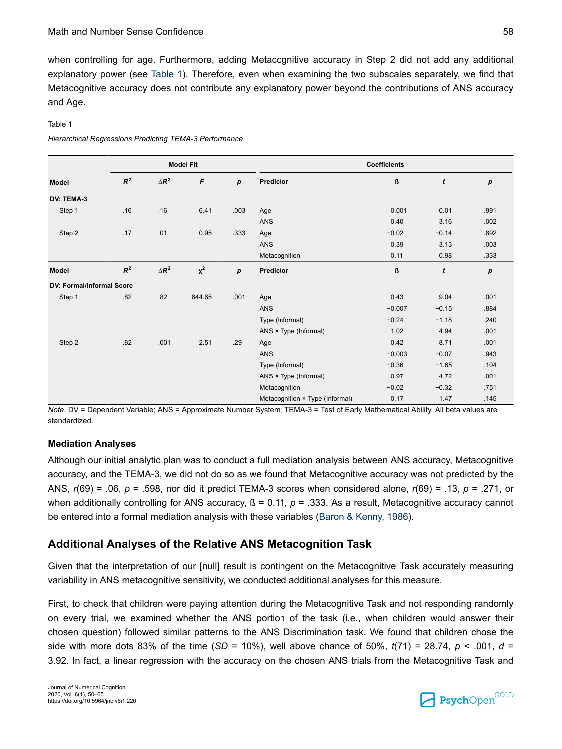when controlling for age. Furthermore, adding Metacognitive accuracy in Step 2 did not add any additional explanatory power (see Table 1). Therefore, even when examining the two subscales separately, we find that Metacognitive accuracy does not contribute any explanatory power beyond the contributions of ANS accuracy and Age.

Table 1

*Hierarchical Regressions Predicting TEMA-3 Performance*

| | Model Fit | | | | Coefficients | | | |
|---|---|---|---|---|---|---|---|---|
| **Model** | $R^2$ | $\Delta R^2$ | $F$ | $p$ | **Predictor** | ß | $t$ | $p$ |
| **DV: TEMA-3** | | | | | | | | |
| Step 1 | .16 | .16 | 6.41 | .003 | Age | 0.001 | 0.01 | .991 |
| | | | | | ANS | 0.40 | 3.16 | .002 |
| Step 2 | .17 | .01 | 0.95 | .333 | Age | −0.02 | −0.14 | .892 |
| | | | | | ANS | 0.39 | 3.13 | .003 |
| | | | | | Metacognition | 0.11 | 0.98 | .333 |
| **Model** | $R^2$ | $\Delta R^2$ | $\chi^2$ | $p$ | **Predictor** | ß | $t$ | $p$ |
| **DV: Formal/Informal Score** | | | | | | | | |
| Step 1 | .82 | .82 | 844.65 | .001 | Age | 0.43 | 9.04 | .001 |
| | | | | | ANS | −0.007 | −0.15 | .884 |
| | | | | | Type (Informal) | −0.24 | −1.18 | .240 |
| | | | | | ANS × Type (Informal) | 1.02 | 4.94 | .001 |
| Step 2 | .82 | .001 | 2.51 | .29 | Age | 0.42 | 8.71 | .001 |
| | | | | | ANS | −0.003 | −0.07 | .943 |
| | | | | | Type (Informal) | −0.36 | −1.65 | .104 |
| | | | | | ANS × Type (Informal) | 0.97 | 4.72 | .001 |
| | | | | | Metacognition | −0.02 | −0.32 | .751 |
| | | | | | Metacognition × Type (Informal) | 0.17 | 1.47 | .145 |

*Note*. DV = Dependent Variable; ANS = Approximate Number System; TEMA-3 = Test of Early Mathematical Ability. All beta values are standardized.

### Mediation Analyses

Although our initial analytic plan was to conduct a full mediation analysis between ANS accuracy, Metacognitive accuracy, and the TEMA-3, we did not do so as we found that Metacognitive accuracy was not predicted by the ANS, $r(69) = .06$, $p = .598$, nor did it predict TEMA-3 scores when considered alone, $r(69) = .13$, $p = .271$, or when additionally controlling for ANS accuracy, ß = 0.11, $p = .333$. As a result, Metacognitive accuracy cannot be entered into a formal mediation analysis with these variables (Baron & Kenny, 1986).

## Additional Analyses of the Relative ANS Metacognition Task

Given that the interpretation of our [null] result is contingent on the Metacognitive Task accurately measuring variability in ANS metacognitive sensitivity, we conducted additional analyses for this measure.

First, to check that children were paying attention during the Metacognitive Task and not responding randomly on every trial, we examined whether the ANS portion of the task (i.e., when children would answer their chosen question) followed similar patterns to the ANS Discrimination task. We found that children chose the side with more dots 83% of the time ($SD$ = 10%), well above chance of 50%, $t(71) = 28.74$, $p < .001$, $d$ = 3.92. In fact, a linear regression with the accuracy on the chosen ANS trials from the Metacognitive Task and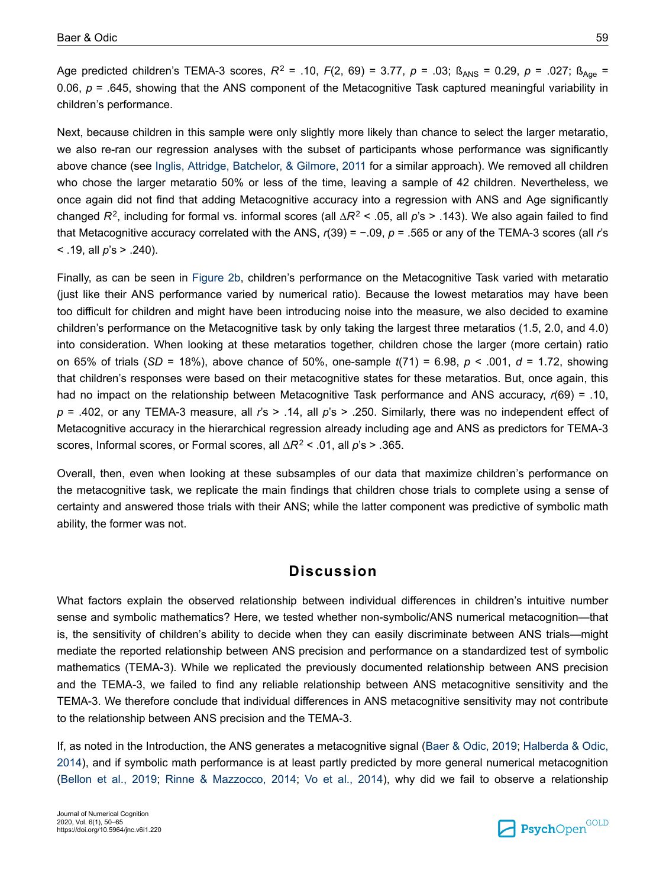Age predicted children's TEMA-3 scores, $R^2$ = .10, $F(2, 69)$ = 3.77, $p$ = .03; $ß_{ANS}$ = 0.29, $p$ = .027; $ß_{Age}$ = 0.06, $p$ = .645, showing that the ANS component of the Metacognitive Task captured meaningful variability in children's performance.

Next, because children in this sample were only slightly more likely than chance to select the larger metaratio, we also re-ran our regression analyses with the subset of participants whose performance was significantly above chance (see Inglis, Attridge, Batchelor, & Gilmore, 2011 for a similar approach). We removed all children who chose the larger metaratio 50% or less of the time, leaving a sample of 42 children. Nevertheless, we once again did not find that adding Metacognitive accuracy into a regression with ANS and Age significantly changed $R^2$, including for formal vs. informal scores (all $\Delta R^2$ < .05, all $p$'s > .143). We also again failed to find that Metacognitive accuracy correlated with the ANS, $r(39)$ = −.09, $p$ = .565 or any of the TEMA-3 scores (all $r$'s < .19, all $p$'s > .240).

Finally, as can be seen in Figure 2b, children's performance on the Metacognitive Task varied with metaratio (just like their ANS performance varied by numerical ratio). Because the lowest metaratios may have been too difficult for children and might have been introducing noise into the measure, we also decided to examine children's performance on the Metacognitive task by only taking the largest three metaratios (1.5, 2.0, and 4.0) into consideration. When looking at these metaratios together, children chose the larger (more certain) ratio on 65% of trials ($SD$ = 18%), above chance of 50%, one-sample $t(71)$ = 6.98, $p$ < .001, $d$ = 1.72, showing that children's responses were based on their metacognitive states for these metaratios. But, once again, this had no impact on the relationship between Metacognitive Task performance and ANS accuracy, $r(69)$ = .10, $p$ = .402, or any TEMA-3 measure, all $r$'s > .14, all $p$'s > .250. Similarly, there was no independent effect of Metacognitive accuracy in the hierarchical regression already including age and ANS as predictors for TEMA-3 scores, Informal scores, or Formal scores, all $\Delta R^2$ < .01, all $p$'s > .365.

Overall, then, even when looking at these subsamples of our data that maximize children's performance on the metacognitive task, we replicate the main findings that children chose trials to complete using a sense of certainty and answered those trials with their ANS; while the latter component was predictive of symbolic math ability, the former was not.

## Discussion

What factors explain the observed relationship between individual differences in children's intuitive number sense and symbolic mathematics? Here, we tested whether non-symbolic/ANS numerical metacognition—that is, the sensitivity of children's ability to decide when they can easily discriminate between ANS trials—might mediate the reported relationship between ANS precision and performance on a standardized test of symbolic mathematics (TEMA-3). While we replicated the previously documented relationship between ANS precision and the TEMA-3, we failed to find any reliable relationship between ANS metacognitive sensitivity and the TEMA-3. We therefore conclude that individual differences in ANS metacognitive sensitivity may not contribute to the relationship between ANS precision and the TEMA-3.

If, as noted in the Introduction, the ANS generates a metacognitive signal (Baer & Odic, 2019; Halberda & Odic, 2014), and if symbolic math performance is at least partly predicted by more general numerical metacognition (Bellon et al., 2019; Rinne & Mazzocco, 2014; Vo et al., 2014), why did we fail to observe a relationship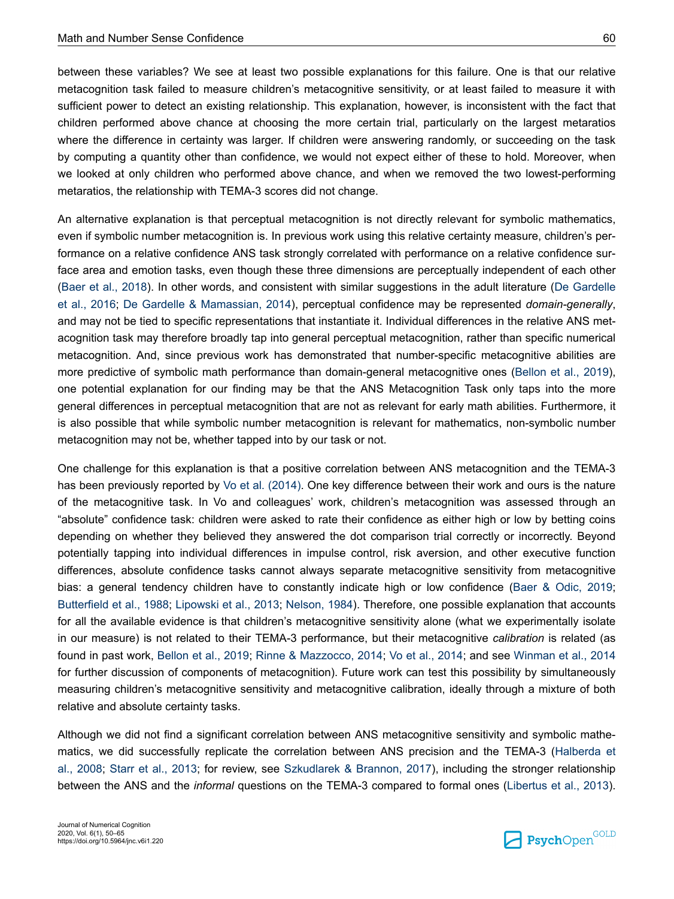between these variables? We see at least two possible explanations for this failure. One is that our relative metacognition task failed to measure children's metacognitive sensitivity, or at least failed to measure it with sufficient power to detect an existing relationship. This explanation, however, is inconsistent with the fact that children performed above chance at choosing the more certain trial, particularly on the largest metaratios where the difference in certainty was larger. If children were answering randomly, or succeeding on the task by computing a quantity other than confidence, we would not expect either of these to hold. Moreover, when we looked at only children who performed above chance, and when we removed the two lowest-performing metaratios, the relationship with TEMA-3 scores did not change.

An alternative explanation is that perceptual metacognition is not directly relevant for symbolic mathematics, even if symbolic number metacognition is. In previous work using this relative certainty measure, children's performance on a relative confidence ANS task strongly correlated with performance on a relative confidence surface area and emotion tasks, even though these three dimensions are perceptually independent of each other (Baer et al., 2018). In other words, and consistent with similar suggestions in the adult literature (De Gardelle et al., 2016; De Gardelle & Mamassian, 2014), perceptual confidence may be represented *domain-generally*, and may not be tied to specific representations that instantiate it. Individual differences in the relative ANS metacognition task may therefore broadly tap into general perceptual metacognition, rather than specific numerical metacognition. And, since previous work has demonstrated that number-specific metacognitive abilities are more predictive of symbolic math performance than domain-general metacognitive ones (Bellon et al., 2019), one potential explanation for our finding may be that the ANS Metacognition Task only taps into the more general differences in perceptual metacognition that are not as relevant for early math abilities. Furthermore, it is also possible that while symbolic number metacognition is relevant for mathematics, non-symbolic number metacognition may not be, whether tapped into by our task or not.

One challenge for this explanation is that a positive correlation between ANS metacognition and the TEMA-3 has been previously reported by Vo et al. (2014). One key difference between their work and ours is the nature of the metacognitive task. In Vo and colleagues' work, children's metacognition was assessed through an "absolute" confidence task: children were asked to rate their confidence as either high or low by betting coins depending on whether they believed they answered the dot comparison trial correctly or incorrectly. Beyond potentially tapping into individual differences in impulse control, risk aversion, and other executive function differences, absolute confidence tasks cannot always separate metacognitive sensitivity from metacognitive bias: a general tendency children have to constantly indicate high or low confidence (Baer & Odic, 2019; Butterfield et al., 1988; Lipowski et al., 2013; Nelson, 1984). Therefore, one possible explanation that accounts for all the available evidence is that children's metacognitive sensitivity alone (what we experimentally isolate in our measure) is not related to their TEMA-3 performance, but their metacognitive *calibration* is related (as found in past work, Bellon et al., 2019; Rinne & Mazzocco, 2014; Vo et al., 2014; and see Winman et al., 2014 for further discussion of components of metacognition). Future work can test this possibility by simultaneously measuring children's metacognitive sensitivity and metacognitive calibration, ideally through a mixture of both relative and absolute certainty tasks.

Although we did not find a significant correlation between ANS metacognitive sensitivity and symbolic mathematics, we did successfully replicate the correlation between ANS precision and the TEMA-3 (Halberda et al., 2008; Starr et al., 2013; for review, see Szkudlarek & Brannon, 2017), including the stronger relationship between the ANS and the *informal* questions on the TEMA-3 compared to formal ones (Libertus et al., 2013).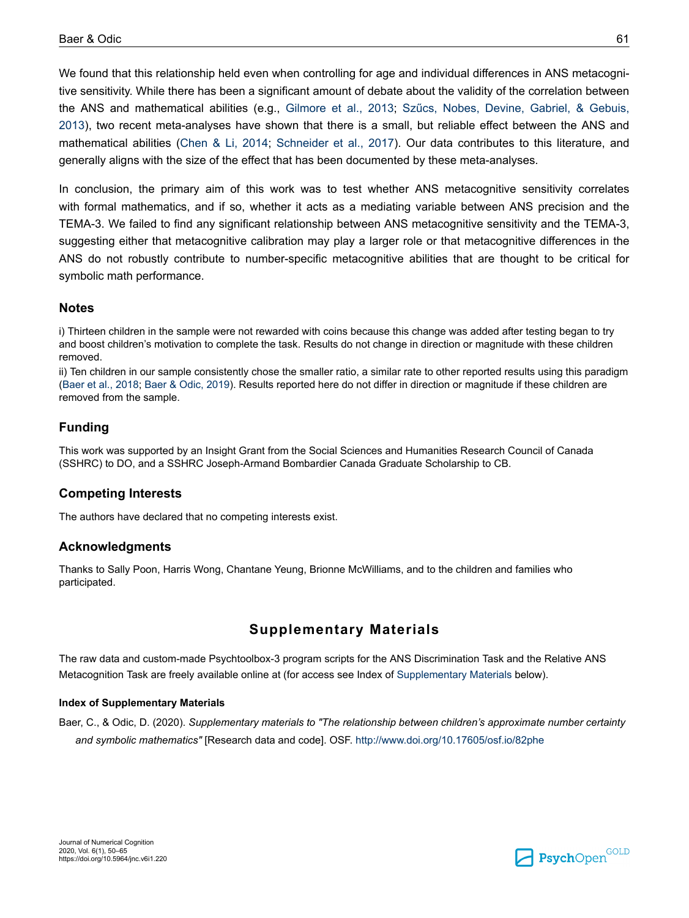We found that this relationship held even when controlling for age and individual differences in ANS metacognitive sensitivity. While there has been a significant amount of debate about the validity of the correlation between the ANS and mathematical abilities (e.g., Gilmore et al., 2013; Szűcs, Nobes, Devine, Gabriel, & Gebuis, 2013), two recent meta-analyses have shown that there is a small, but reliable effect between the ANS and mathematical abilities (Chen & Li, 2014; Schneider et al., 2017). Our data contributes to this literature, and generally aligns with the size of the effect that has been documented by these meta-analyses.

In conclusion, the primary aim of this work was to test whether ANS metacognitive sensitivity correlates with formal mathematics, and if so, whether it acts as a mediating variable between ANS precision and the TEMA-3. We failed to find any significant relationship between ANS metacognitive sensitivity and the TEMA-3, suggesting either that metacognitive calibration may play a larger role or that metacognitive differences in the ANS do not robustly contribute to number-specific metacognitive abilities that are thought to be critical for symbolic math performance.

## Notes

i) Thirteen children in the sample were not rewarded with coins because this change was added after testing began to try and boost children's motivation to complete the task. Results do not change in direction or magnitude with these children removed.

ii) Ten children in our sample consistently chose the smaller ratio, a similar rate to other reported results using this paradigm (Baer et al., 2018; Baer & Odic, 2019). Results reported here do not differ in direction or magnitude if these children are removed from the sample.

## Funding

This work was supported by an Insight Grant from the Social Sciences and Humanities Research Council of Canada (SSHRC) to DO, and a SSHRC Joseph-Armand Bombardier Canada Graduate Scholarship to CB.

## Competing Interests

The authors have declared that no competing interests exist.

## Acknowledgments

Thanks to Sally Poon, Harris Wong, Chantane Yeung, Brionne McWilliams, and to the children and families who participated.

# Supplementary Materials

The raw data and custom-made Psychtoolbox-3 program scripts for the ANS Discrimination Task and the Relative ANS Metacognition Task are freely available online at (for access see Index of Supplementary Materials below).

### Index of Supplementary Materials

Baer, C., & Odic, D. (2020). *Supplementary materials to "The relationship between children's approximate number certainty and symbolic mathematics"* [Research data and code]. OSF. http://www.doi.org/10.17605/osf.io/82phe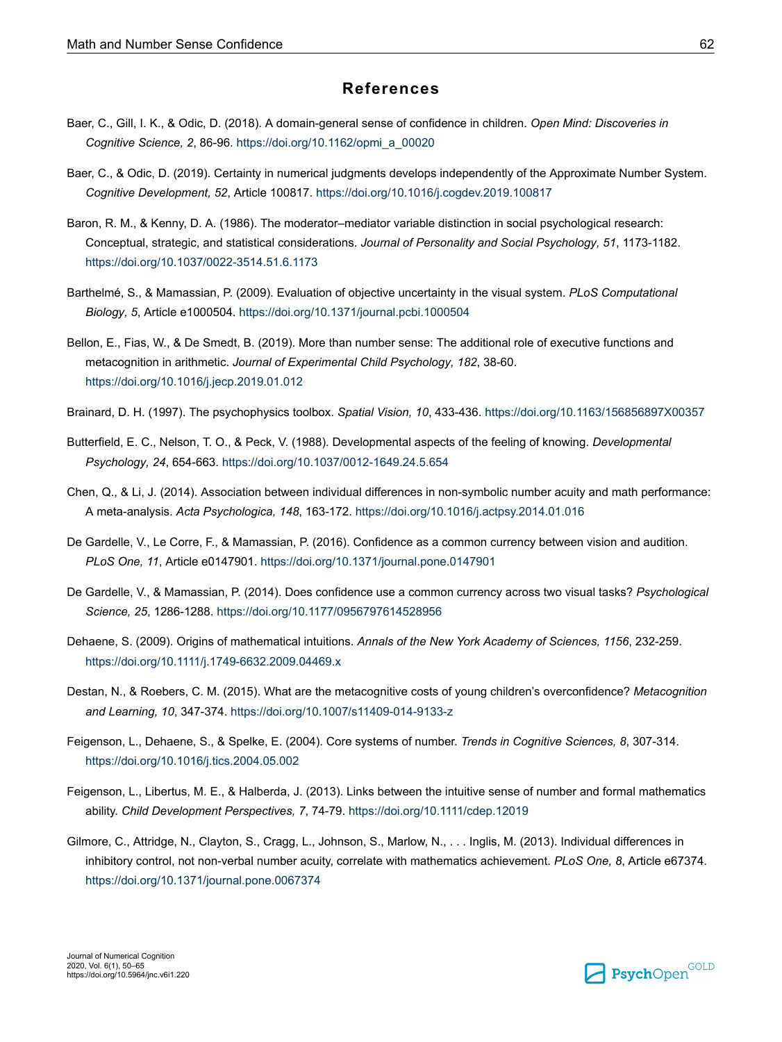# References

Baer, C., Gill, I. K., & Odic, D. (2018). A domain-general sense of confidence in children. *Open Mind: Discoveries in Cognitive Science, 2*, 86-96. https://doi.org/10.1162/opmi_a_00020

Baer, C., & Odic, D. (2019). Certainty in numerical judgments develops independently of the Approximate Number System. *Cognitive Development, 52*, Article 100817. https://doi.org/10.1016/j.cogdev.2019.100817

Baron, R. M., & Kenny, D. A. (1986). The moderator–mediator variable distinction in social psychological research: Conceptual, strategic, and statistical considerations. *Journal of Personality and Social Psychology, 51*, 1173-1182. https://doi.org/10.1037/0022-3514.51.6.1173

Barthelmé, S., & Mamassian, P. (2009). Evaluation of objective uncertainty in the visual system. *PLoS Computational Biology, 5*, Article e1000504. https://doi.org/10.1371/journal.pcbi.1000504

Bellon, E., Fias, W., & De Smedt, B. (2019). More than number sense: The additional role of executive functions and metacognition in arithmetic. *Journal of Experimental Child Psychology, 182*, 38-60. https://doi.org/10.1016/j.jecp.2019.01.012

Brainard, D. H. (1997). The psychophysics toolbox. *Spatial Vision, 10*, 433-436. https://doi.org/10.1163/156856897X00357

Butterfield, E. C., Nelson, T. O., & Peck, V. (1988). Developmental aspects of the feeling of knowing. *Developmental Psychology, 24*, 654-663. https://doi.org/10.1037/0012-1649.24.5.654

Chen, Q., & Li, J. (2014). Association between individual differences in non-symbolic number acuity and math performance: A meta-analysis. *Acta Psychologica, 148*, 163-172. https://doi.org/10.1016/j.actpsy.2014.01.016

De Gardelle, V., Le Corre, F., & Mamassian, P. (2016). Confidence as a common currency between vision and audition. *PLoS One, 11*, Article e0147901. https://doi.org/10.1371/journal.pone.0147901

De Gardelle, V., & Mamassian, P. (2014). Does confidence use a common currency across two visual tasks? *Psychological Science, 25*, 1286-1288. https://doi.org/10.1177/0956797614528956

Dehaene, S. (2009). Origins of mathematical intuitions. *Annals of the New York Academy of Sciences, 1156*, 232-259. https://doi.org/10.1111/j.1749-6632.2009.04469.x

Destan, N., & Roebers, C. M. (2015). What are the metacognitive costs of young children's overconfidence? *Metacognition and Learning, 10*, 347-374. https://doi.org/10.1007/s11409-014-9133-z

Feigenson, L., Dehaene, S., & Spelke, E. (2004). Core systems of number. *Trends in Cognitive Sciences, 8*, 307-314. https://doi.org/10.1016/j.tics.2004.05.002

Feigenson, L., Libertus, M. E., & Halberda, J. (2013). Links between the intuitive sense of number and formal mathematics ability. *Child Development Perspectives, 7*, 74-79. https://doi.org/10.1111/cdep.12019

Gilmore, C., Attridge, N., Clayton, S., Cragg, L., Johnson, S., Marlow, N., . . . Inglis, M. (2013). Individual differences in inhibitory control, not non-verbal number acuity, correlate with mathematics achievement. *PLoS One, 8*, Article e67374. https://doi.org/10.1371/journal.pone.0067374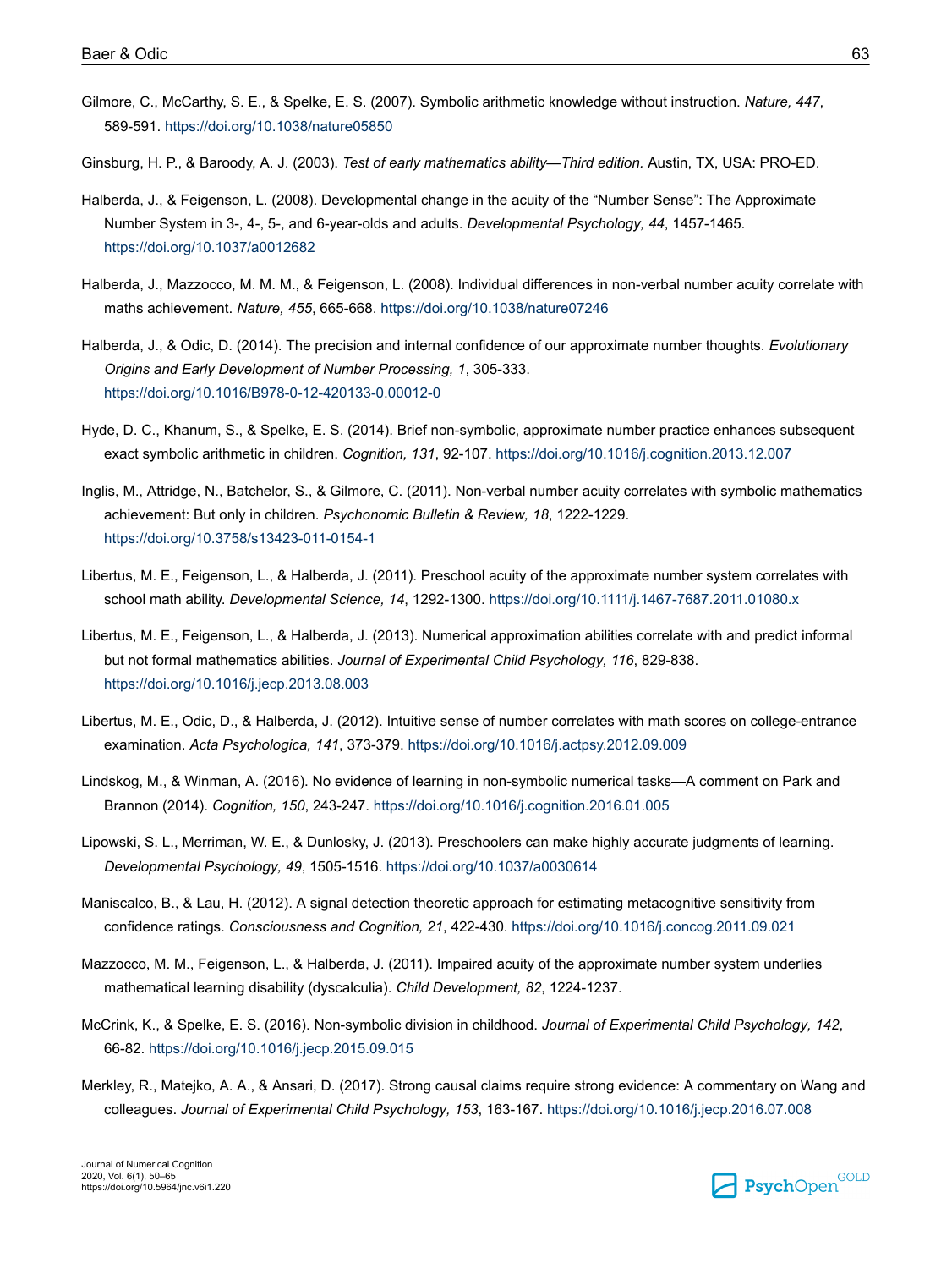Gilmore, C., McCarthy, S. E., & Spelke, E. S. (2007). Symbolic arithmetic knowledge without instruction. *Nature, 447*, 589-591. https://doi.org/10.1038/nature05850

Ginsburg, H. P., & Baroody, A. J. (2003). *Test of early mathematics ability—Third edition.* Austin, TX, USA: PRO-ED.

Halberda, J., & Feigenson, L. (2008). Developmental change in the acuity of the "Number Sense": The Approximate Number System in 3-, 4-, 5-, and 6-year-olds and adults. *Developmental Psychology, 44*, 1457-1465. https://doi.org/10.1037/a0012682

Halberda, J., Mazzocco, M. M. M., & Feigenson, L. (2008). Individual differences in non-verbal number acuity correlate with maths achievement. *Nature, 455*, 665-668. https://doi.org/10.1038/nature07246

Halberda, J., & Odic, D. (2014). The precision and internal confidence of our approximate number thoughts. *Evolutionary Origins and Early Development of Number Processing, 1*, 305-333. https://doi.org/10.1016/B978-0-12-420133-0.00012-0

Hyde, D. C., Khanum, S., & Spelke, E. S. (2014). Brief non-symbolic, approximate number practice enhances subsequent exact symbolic arithmetic in children. *Cognition, 131*, 92-107. https://doi.org/10.1016/j.cognition.2013.12.007

Inglis, M., Attridge, N., Batchelor, S., & Gilmore, C. (2011). Non-verbal number acuity correlates with symbolic mathematics achievement: But only in children. *Psychonomic Bulletin & Review, 18*, 1222-1229. https://doi.org/10.3758/s13423-011-0154-1

Libertus, M. E., Feigenson, L., & Halberda, J. (2011). Preschool acuity of the approximate number system correlates with school math ability. *Developmental Science, 14*, 1292-1300. https://doi.org/10.1111/j.1467-7687.2011.01080.x

Libertus, M. E., Feigenson, L., & Halberda, J. (2013). Numerical approximation abilities correlate with and predict informal but not formal mathematics abilities. *Journal of Experimental Child Psychology, 116*, 829-838. https://doi.org/10.1016/j.jecp.2013.08.003

Libertus, M. E., Odic, D., & Halberda, J. (2012). Intuitive sense of number correlates with math scores on college-entrance examination. *Acta Psychologica, 141*, 373-379. https://doi.org/10.1016/j.actpsy.2012.09.009

Lindskog, M., & Winman, A. (2016). No evidence of learning in non-symbolic numerical tasks—A comment on Park and Brannon (2014). *Cognition, 150*, 243-247. https://doi.org/10.1016/j.cognition.2016.01.005

Lipowski, S. L., Merriman, W. E., & Dunlosky, J. (2013). Preschoolers can make highly accurate judgments of learning. *Developmental Psychology, 49*, 1505-1516. https://doi.org/10.1037/a0030614

Maniscalco, B., & Lau, H. (2012). A signal detection theoretic approach for estimating metacognitive sensitivity from confidence ratings. *Consciousness and Cognition, 21*, 422-430. https://doi.org/10.1016/j.concog.2011.09.021

Mazzocco, M. M., Feigenson, L., & Halberda, J. (2011). Impaired acuity of the approximate number system underlies mathematical learning disability (dyscalculia). *Child Development, 82*, 1224-1237.

McCrink, K., & Spelke, E. S. (2016). Non-symbolic division in childhood. *Journal of Experimental Child Psychology, 142*, 66-82. https://doi.org/10.1016/j.jecp.2015.09.015

Merkley, R., Matejko, A. A., & Ansari, D. (2017). Strong causal claims require strong evidence: A commentary on Wang and colleagues. *Journal of Experimental Child Psychology, 153*, 163-167. https://doi.org/10.1016/j.jecp.2016.07.008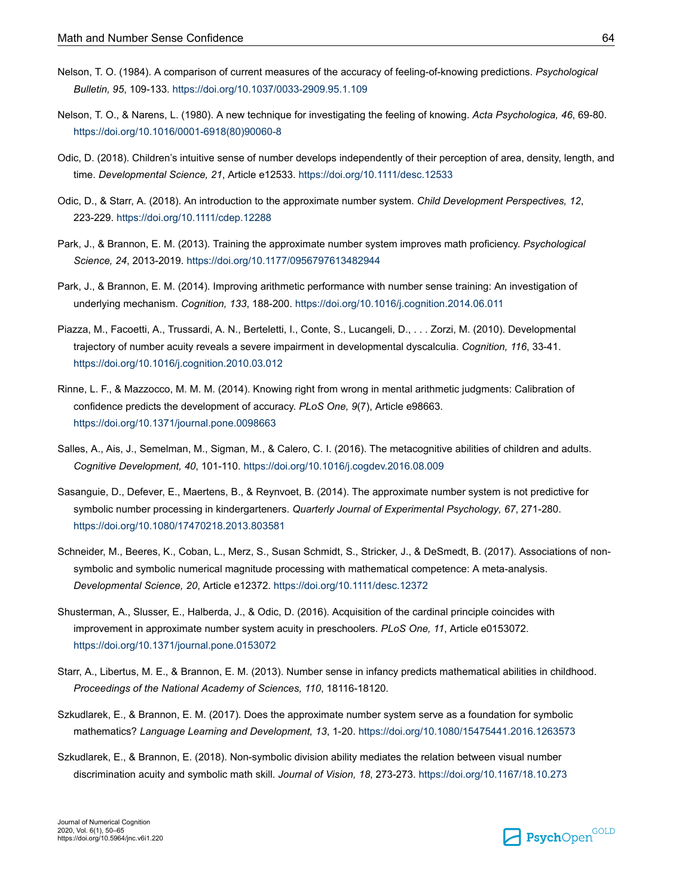Nelson, T. O. (1984). A comparison of current measures of the accuracy of feeling-of-knowing predictions. *Psychological Bulletin, 95*, 109-133. https://doi.org/10.1037/0033-2909.95.1.109

Nelson, T. O., & Narens, L. (1980). A new technique for investigating the feeling of knowing. *Acta Psychologica, 46*, 69-80. https://doi.org/10.1016/0001-6918(80)90060-8

Odic, D. (2018). Children's intuitive sense of number develops independently of their perception of area, density, length, and time. *Developmental Science, 21*, Article e12533. https://doi.org/10.1111/desc.12533

Odic, D., & Starr, A. (2018). An introduction to the approximate number system. *Child Development Perspectives, 12*, 223-229. https://doi.org/10.1111/cdep.12288

Park, J., & Brannon, E. M. (2013). Training the approximate number system improves math proficiency. *Psychological Science, 24*, 2013-2019. https://doi.org/10.1177/0956797613482944

Park, J., & Brannon, E. M. (2014). Improving arithmetic performance with number sense training: An investigation of underlying mechanism. *Cognition, 133*, 188-200. https://doi.org/10.1016/j.cognition.2014.06.011

Piazza, M., Facoetti, A., Trussardi, A. N., Berteletti, I., Conte, S., Lucangeli, D., . . . Zorzi, M. (2010). Developmental trajectory of number acuity reveals a severe impairment in developmental dyscalculia. *Cognition, 116*, 33-41. https://doi.org/10.1016/j.cognition.2010.03.012

Rinne, L. F., & Mazzocco, M. M. M. (2014). Knowing right from wrong in mental arithmetic judgments: Calibration of confidence predicts the development of accuracy. *PLoS One, 9*(7), Article e98663. https://doi.org/10.1371/journal.pone.0098663

Salles, A., Ais, J., Semelman, M., Sigman, M., & Calero, C. I. (2016). The metacognitive abilities of children and adults. *Cognitive Development, 40*, 101-110. https://doi.org/10.1016/j.cogdev.2016.08.009

Sasanguie, D., Defever, E., Maertens, B., & Reynvoet, B. (2014). The approximate number system is not predictive for symbolic number processing in kindergarteners. *Quarterly Journal of Experimental Psychology, 67*, 271-280. https://doi.org/10.1080/17470218.2013.803581

Schneider, M., Beeres, K., Coban, L., Merz, S., Susan Schmidt, S., Stricker, J., & DeSmedt, B. (2017). Associations of non-symbolic and symbolic numerical magnitude processing with mathematical competence: A meta-analysis. *Developmental Science, 20*, Article e12372. https://doi.org/10.1111/desc.12372

Shusterman, A., Slusser, E., Halberda, J., & Odic, D. (2016). Acquisition of the cardinal principle coincides with improvement in approximate number system acuity in preschoolers. *PLoS One, 11*, Article e0153072. https://doi.org/10.1371/journal.pone.0153072

Starr, A., Libertus, M. E., & Brannon, E. M. (2013). Number sense in infancy predicts mathematical abilities in childhood. *Proceedings of the National Academy of Sciences, 110*, 18116-18120.

Szkudlarek, E., & Brannon, E. M. (2017). Does the approximate number system serve as a foundation for symbolic mathematics? *Language Learning and Development, 13*, 1-20. https://doi.org/10.1080/15475441.2016.1263573

Szkudlarek, E., & Brannon, E. (2018). Non-symbolic division ability mediates the relation between visual number discrimination acuity and symbolic math skill. *Journal of Vision, 18*, 273-273. https://doi.org/10.1167/18.10.273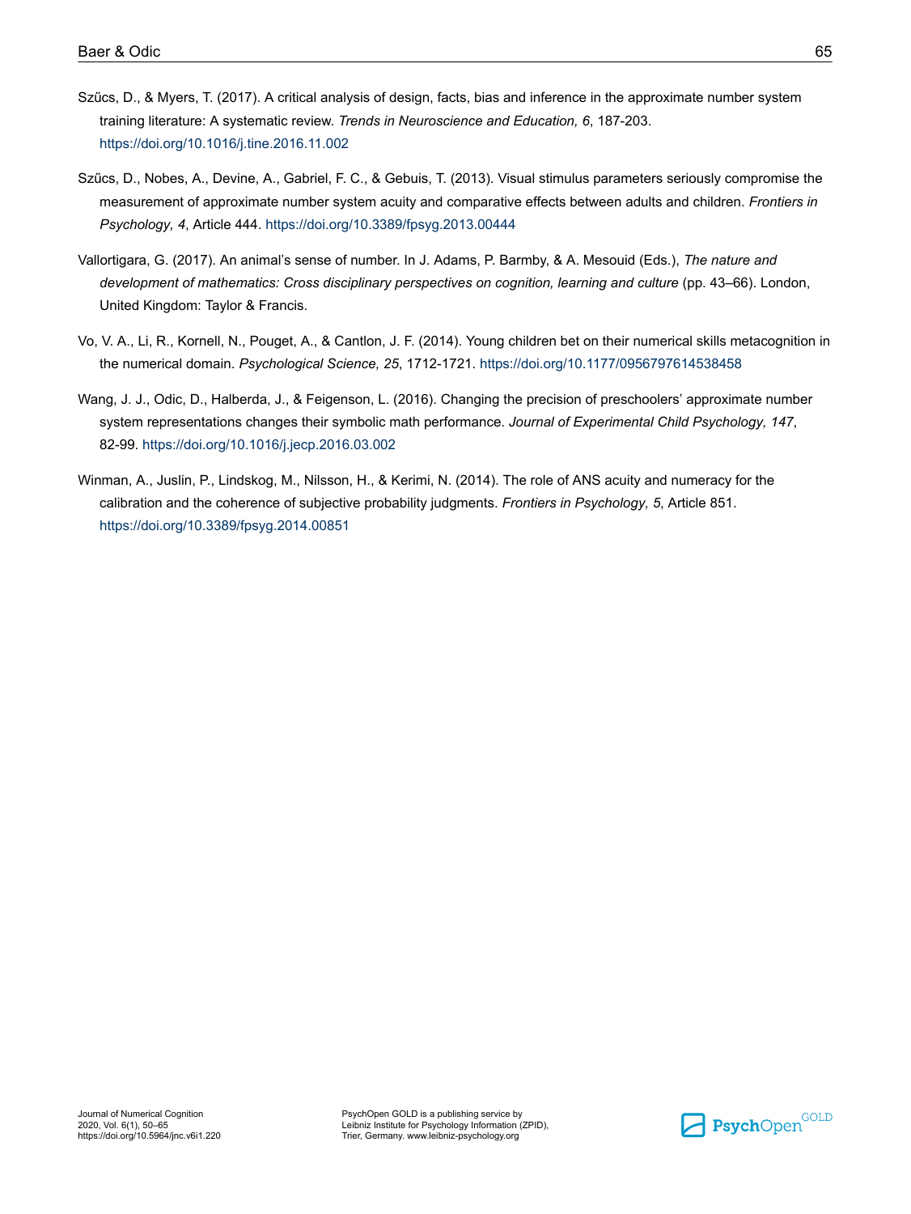Szűcs, D., & Myers, T. (2017). A critical analysis of design, facts, bias and inference in the approximate number system training literature: A systematic review. *Trends in Neuroscience and Education, 6*, 187-203. https://doi.org/10.1016/j.tine.2016.11.002

Szűcs, D., Nobes, A., Devine, A., Gabriel, F. C., & Gebuis, T. (2013). Visual stimulus parameters seriously compromise the measurement of approximate number system acuity and comparative effects between adults and children. *Frontiers in Psychology, 4*, Article 444. https://doi.org/10.3389/fpsyg.2013.00444

Vallortigara, G. (2017). An animal's sense of number. In J. Adams, P. Barmby, & A. Mesouid (Eds.), *The nature and development of mathematics: Cross disciplinary perspectives on cognition, learning and culture* (pp. 43–66). London, United Kingdom: Taylor & Francis.

Vo, V. A., Li, R., Kornell, N., Pouget, A., & Cantlon, J. F. (2014). Young children bet on their numerical skills metacognition in the numerical domain. *Psychological Science, 25*, 1712-1721. https://doi.org/10.1177/0956797614538458

Wang, J. J., Odic, D., Halberda, J., & Feigenson, L. (2016). Changing the precision of preschoolers' approximate number system representations changes their symbolic math performance. *Journal of Experimental Child Psychology, 147*, 82-99. https://doi.org/10.1016/j.jecp.2016.03.002

Winman, A., Juslin, P., Lindskog, M., Nilsson, H., & Kerimi, N. (2014). The role of ANS acuity and numeracy for the calibration and the coherence of subjective probability judgments. *Frontiers in Psychology, 5*, Article 851. https://doi.org/10.3389/fpsyg.2014.00851